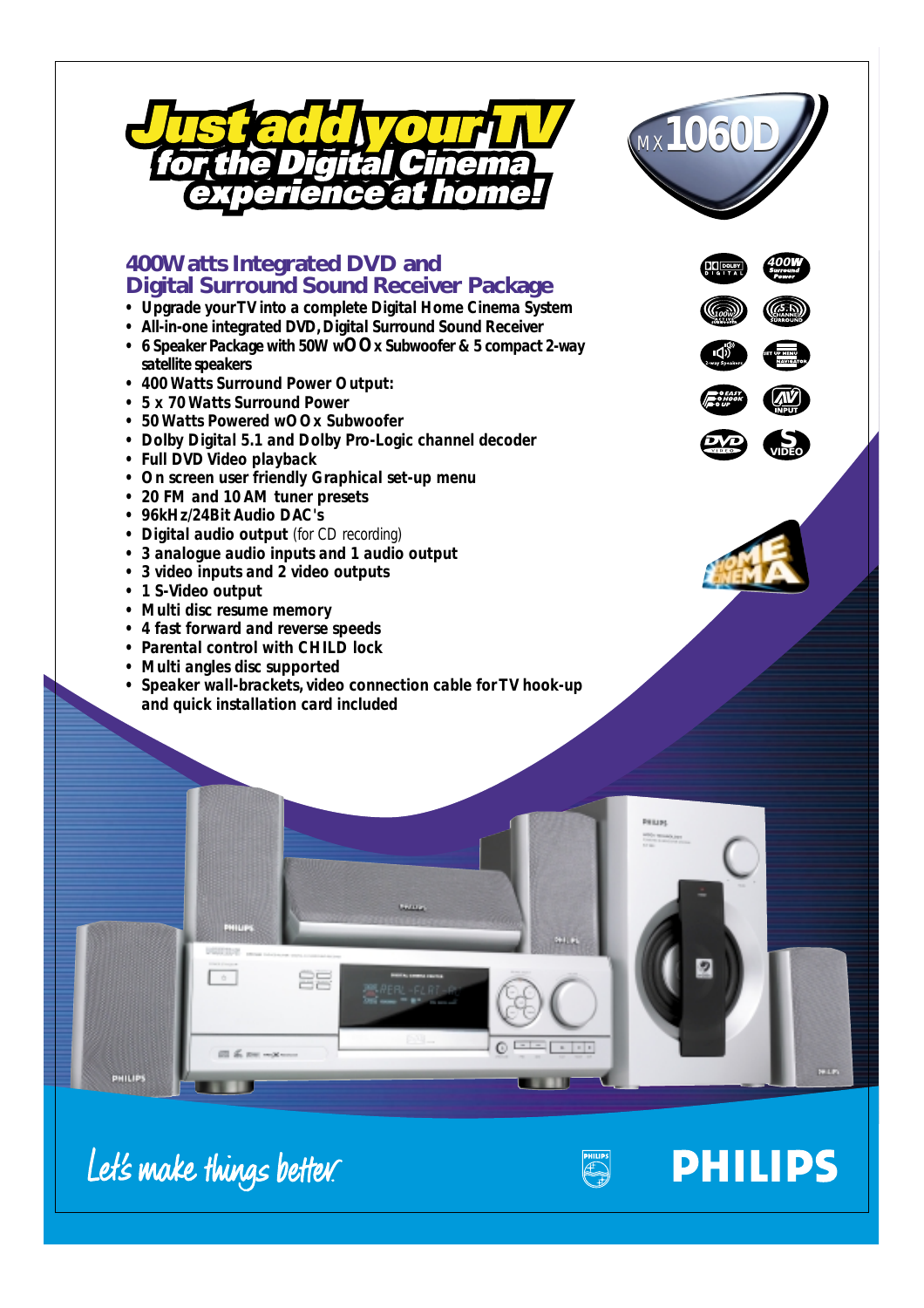# Just add your TV for the Digital Cinema experience at home!

MX1060D

## 400Watts Integrated DVD and Digital Surround Sound Receiver Package

- Upgrade your TV into a complete Digital Home Cinema System
- All-in-one integrated DVD, Digital Surround Sound Receiver
- 6 Speaker Package with 50W wOOx Subwoofer & 5 compact 2-way satellite speakers
- 400 Watts Surround Power Output:
- 5 x 70 Watts Surround Power
- 50 Watts Powered wOOx Subwoofer
- Dolby Digital 5.1 and Dolby Pro-Logic channel decoder
- Full DVD Video playback
- On screen user friendly Graphical set-up menu
- 20 FM and 10 AM tuner presets
- 96kHz/24Bit Audio DAC's
- Digital audio output (for CD recording)
- 3 analogue audio inputs and 1 audio output
- 3 video inputs and 2 video outputs
- 1 S-Video output
- Multi disc resume memory
- 4 fast forward and reverse speeds
- Parental control with CHILD lock
- Multi angles disc supported
- Speaker wall-brackets, video connection cable for TV hook-up and quick installation card included

Let's make things better.

PHILIPS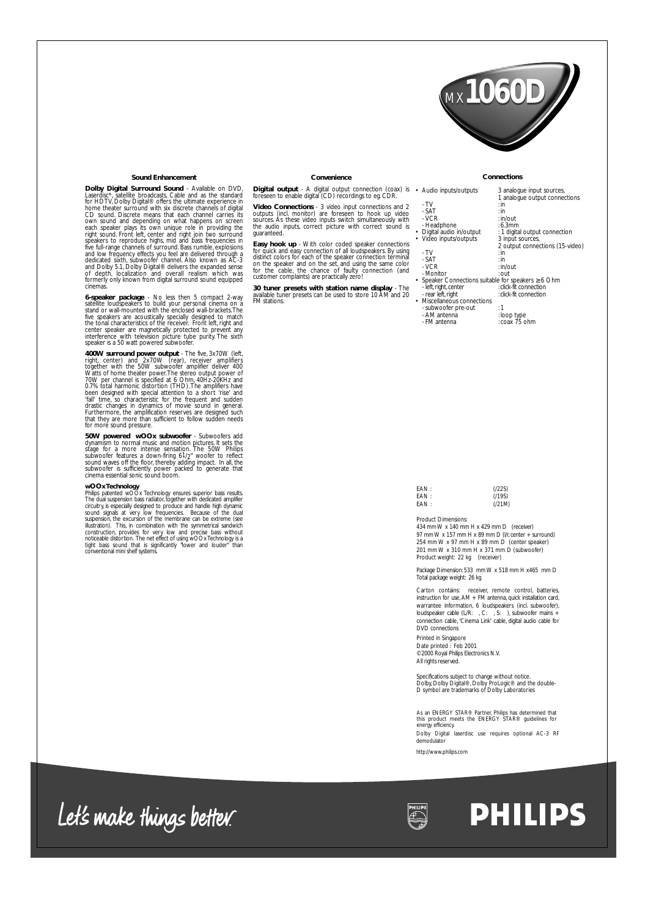# MX 1060D

## Sound Enhancement

**Dolby Digital Surround Sound** - Available on DVD, Laserdisc*, satellite broadcasts, Cable and as the standard for HDTV, Dolby Digital® offers the ultimate experience in home theater surround with six discrete channels of digital CD sound. Discrete means that each channel carries its own sound and depending on what happens on screen each speaker plays its own unique role in providing the right sound. Front left, center and right join two surround speakers to reproduce highs, mid and bass frequencies in five full-range channels of surround. Bass rumble, explosions and low frequency effects you feel are delivered through a dedicated sixth, subwoofer channel. Also known as AC-3 and Dolby 5.1, Dolby Digital® delivers the expanded sense of depth, localization and overall realism which was formerly only known from digital surround sound equipped cinemas.

**6-speaker package** - No less then 5 compact 2-way satellite loudspeakers to build your personal cinema on a stand or wall-mounted with the enclosed wall-brackets. The five speakers are acoustically specially designed to match the tonal characteristics of the receiver. Front left, right and center speaker are magnetically protected to prevent any interference with television picture tube purity. The sixth speaker is a 50 watt powered subwoofer.

**400W surround power output** - The five, 3x70W (left, right, center) and 2x70W (rear), receiver amplifiers together with the 50W subwoofer amplifier deliver 400 Watts of home theater power. The stereo output power of 70W per channel is specified at 6 Ohm, 40Hz-20KHz and 0.7% total harmonic distortion (THD). The amplifiers have been designed with special attention to a short 'rise' and 'fall' time, so characteristic for the frequent and sudden drastic changes in dynamics of movie sound in general. Furthermore, the amplification reserves are designed such that they are more than sufficient to follow sudden needs for more sound pressure.

**50W powered wOOx subwoofer** - Subwoofers add dynamism to normal music and motion pictures. It sets the stage for a more intense sensation. The 50W Philips subwoofer features a down-firing 6 1/2" woofer to reflect sound waves off the floor, thereby adding impact. In all, the subwoofer is sufficiently power packed to generate that cinema essential sonic sound boom.

**wOOx Technology**

Philips patented wOOx Technology ensures superior bass results. The dual suspension bass radiator, together with dedicated amplifier circuitry, is especially designed to produce and handle high dynamic sound signals at very low frequencies. Because of the dual suspension, the excursion of the membrane can be extreme (see illustration). This, in combination with the symmetrical sandwich construction, provides for very low and precise bass without noticeable distortion. The net effect of using wOOx Technology is a tight bass sound that is significantly "lower and louder" than conventional mini shelf systems.

## Convenience

**Digital output** - A digital output connection (coax) is foreseen to enable digital (CD) recordings to eg. CDR.

**Video Connections** - 3 video input connections and 2 outputs (incl. monitor) are foreseen to hook up video sources. As these video inputs switch simultaneously with the audio inputs, correct picture with correct sound is guaranteed.

**Easy hook up** - With color coded speaker connections for quick and easy connection of all loudspeakers. By using distinct colors for each of the speaker connection terminal on the speaker and on the set, and using the same color for the cable, the chance of faulty connection (and customer complaints) are practically zero!

**30 tuner presets with station name display** - The available tuner presets can be used to store 10 AM and 20 FM stations.

## Connections

- Audio inputs/outputs: 3 analogue input sources, 1 analogue output connections
  - TV : in
  - SAT : in
  - VCR : in/out
  - Headphone : 6.3mm
- Digital audio in/output : 1 digital output connection
- Video inputs/outputs: 3 input sources, 2 output connections (15-video)
  - TV : in
  - SAT : in
  - VCR : in/out
  - Monitor : out
- Speaker Connections suitable for speakers ≥ 6 Ohm
  - left, right, center : click-fit connection
  - rear left, right : click-fit connection
- Miscellaneous connections
  - subwoofer pre-out : 1
  - AM antenna : loop type
  - FM antenna : coax 75 ohm

EAN : (/22S)
EAN : (/19S)
EAN : (/21M)

Product Dimensions:
434 mm W x 140 mm H x 429 mm D (receiver)
97 mm W x 157 mm H x 89 mm D (l/r, center + surround)
254 mm W x 97 mm H x 89 mm D (center speaker)
201 mm W x 310 mm H x 371 mm D (subwoofer)
Product weight: 22 kg (receiver)

Package Dimension: 533 mm W x 518 mm H x465 mm D
Total package weight: 26 kg

Carton contains: receiver, remote control, batteries, instruction for use, AM + FM antenna, quick installation card, warrantee information, 6 loudspeakers (incl. subwoofer), loudspeaker cable (L/R: , C: , S: ), subwoofer mains + connection cable, 'Cinema Link' cable, digital audio cable for DVD connections

Printed in Singapore
Date printed : Feb 2001
© 2000 Royal Philips Electronics N.V.
All rights reserved.

Specifications subject to change without notice.
Dolby, Dolby Digital®, Dolby ProLogic® and the double-D symbol are trademarks of Dolby Laboratories

As an ENERGY STAR® Partner, Philips has determined that this product meets the ENERGY STAR® guidelines for energy efficiency.

Dolby Digital laserdisc use requires optional AC-3 RF demodulator

http://www.philips.com

Let's make things better.

PHILIPS